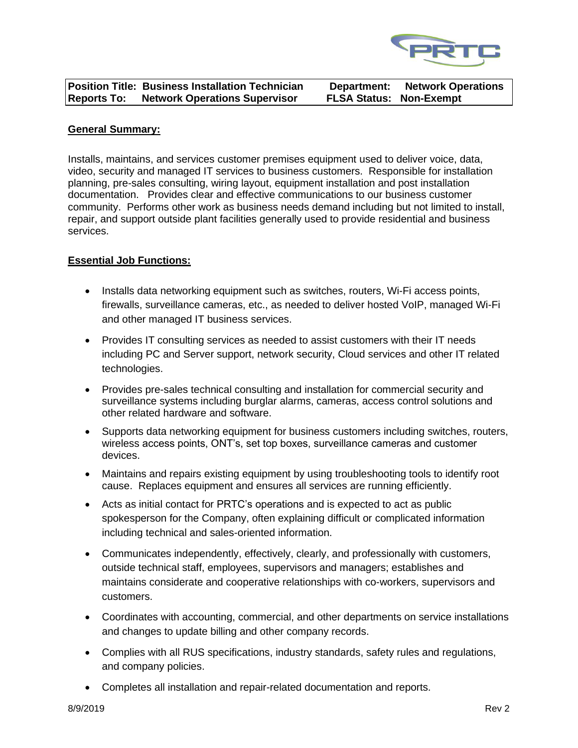| **Position Title:** **Business Installation Technician** | **Department:** **Network Operations** |
|---|---|
| **Reports To:** **Network Operations Supervisor** | **FLSA Status:** **Non-Exempt** |

**General Summary:**

Installs, maintains, and services customer premises equipment used to deliver voice, data, video, security and managed IT services to business customers. Responsible for installation planning, pre-sales consulting, wiring layout, equipment installation and post installation documentation. Provides clear and effective communications to our business customer community. Performs other work as business needs demand including but not limited to install, repair, and support outside plant facilities generally used to provide residential and business services.

**Essential Job Functions:**

- Installs data networking equipment such as switches, routers, Wi-Fi access points, firewalls, surveillance cameras, etc., as needed to deliver hosted VoIP, managed Wi-Fi and other managed IT business services.
- Provides IT consulting services as needed to assist customers with their IT needs including PC and Server support, network security, Cloud services and other IT related technologies.
- Provides pre-sales technical consulting and installation for commercial security and surveillance systems including burglar alarms, cameras, access control solutions and other related hardware and software.
- Supports data networking equipment for business customers including switches, routers, wireless access points, ONT's, set top boxes, surveillance cameras and customer devices.
- Maintains and repairs existing equipment by using troubleshooting tools to identify root cause. Replaces equipment and ensures all services are running efficiently.
- Acts as initial contact for PRTC's operations and is expected to act as public spokesperson for the Company, often explaining difficult or complicated information including technical and sales-oriented information.
- Communicates independently, effectively, clearly, and professionally with customers, outside technical staff, employees, supervisors and managers; establishes and maintains considerate and cooperative relationships with co-workers, supervisors and customers.
- Coordinates with accounting, commercial, and other departments on service installations and changes to update billing and other company records.
- Complies with all RUS specifications, industry standards, safety rules and regulations, and company policies.
- Completes all installation and repair-related documentation and reports.

8/9/2019 Rev 2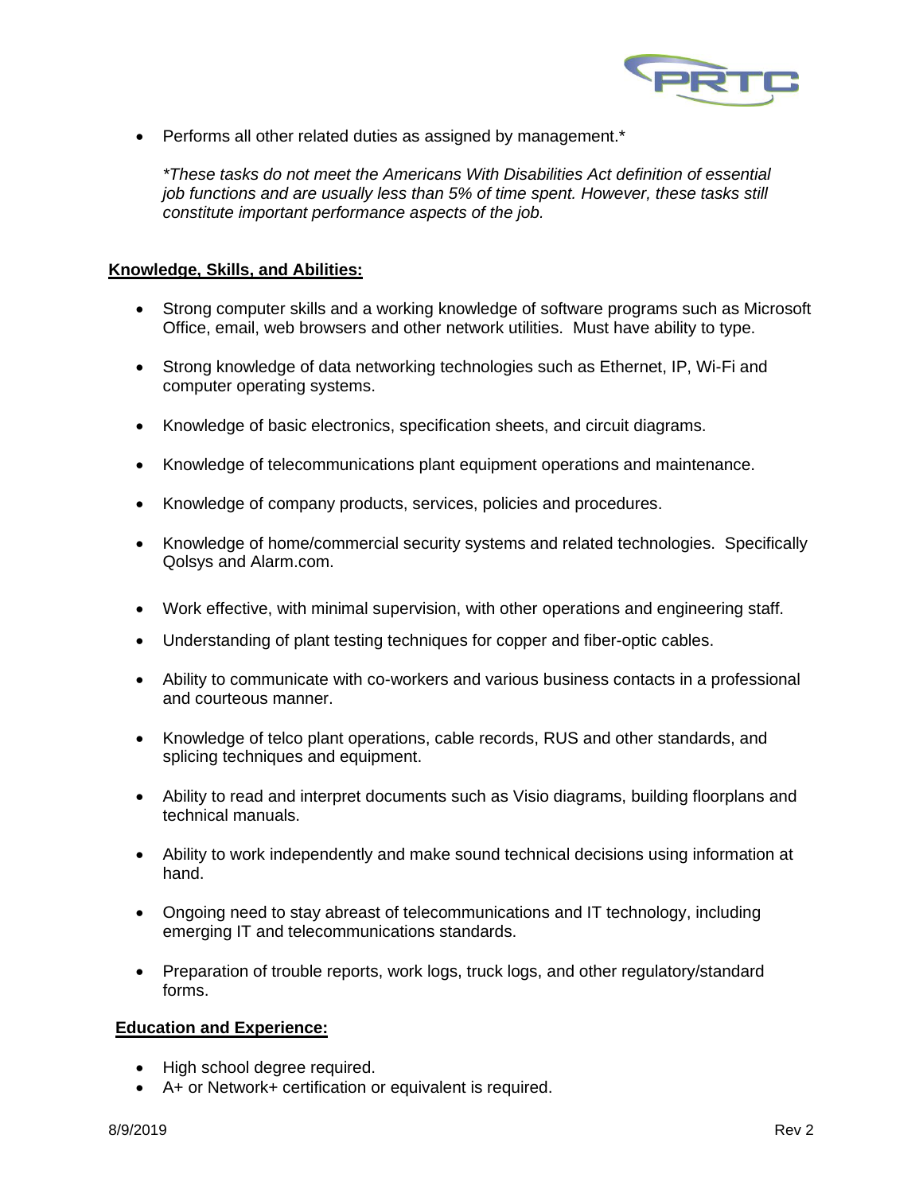- Performs all other related duties as assigned by management.*

  *\*These tasks do not meet the Americans With Disabilities Act definition of essential job functions and are usually less than 5% of time spent. However, these tasks still constitute important performance aspects of the job.*

**Knowledge, Skills, and Abilities:**

- Strong computer skills and a working knowledge of software programs such as Microsoft Office, email, web browsers and other network utilities. Must have ability to type.
- Strong knowledge of data networking technologies such as Ethernet, IP, Wi-Fi and computer operating systems.
- Knowledge of basic electronics, specification sheets, and circuit diagrams.
- Knowledge of telecommunications plant equipment operations and maintenance.
- Knowledge of company products, services, policies and procedures.
- Knowledge of home/commercial security systems and related technologies. Specifically Qolsys and Alarm.com.
- Work effective, with minimal supervision, with other operations and engineering staff.
- Understanding of plant testing techniques for copper and fiber-optic cables.
- Ability to communicate with co-workers and various business contacts in a professional and courteous manner.
- Knowledge of telco plant operations, cable records, RUS and other standards, and splicing techniques and equipment.
- Ability to read and interpret documents such as Visio diagrams, building floorplans and technical manuals.
- Ability to work independently and make sound technical decisions using information at hand.
- Ongoing need to stay abreast of telecommunications and IT technology, including emerging IT and telecommunications standards.
- Preparation of trouble reports, work logs, truck logs, and other regulatory/standard forms.

**Education and Experience:**

- High school degree required.
- A+ or Network+ certification or equivalent is required.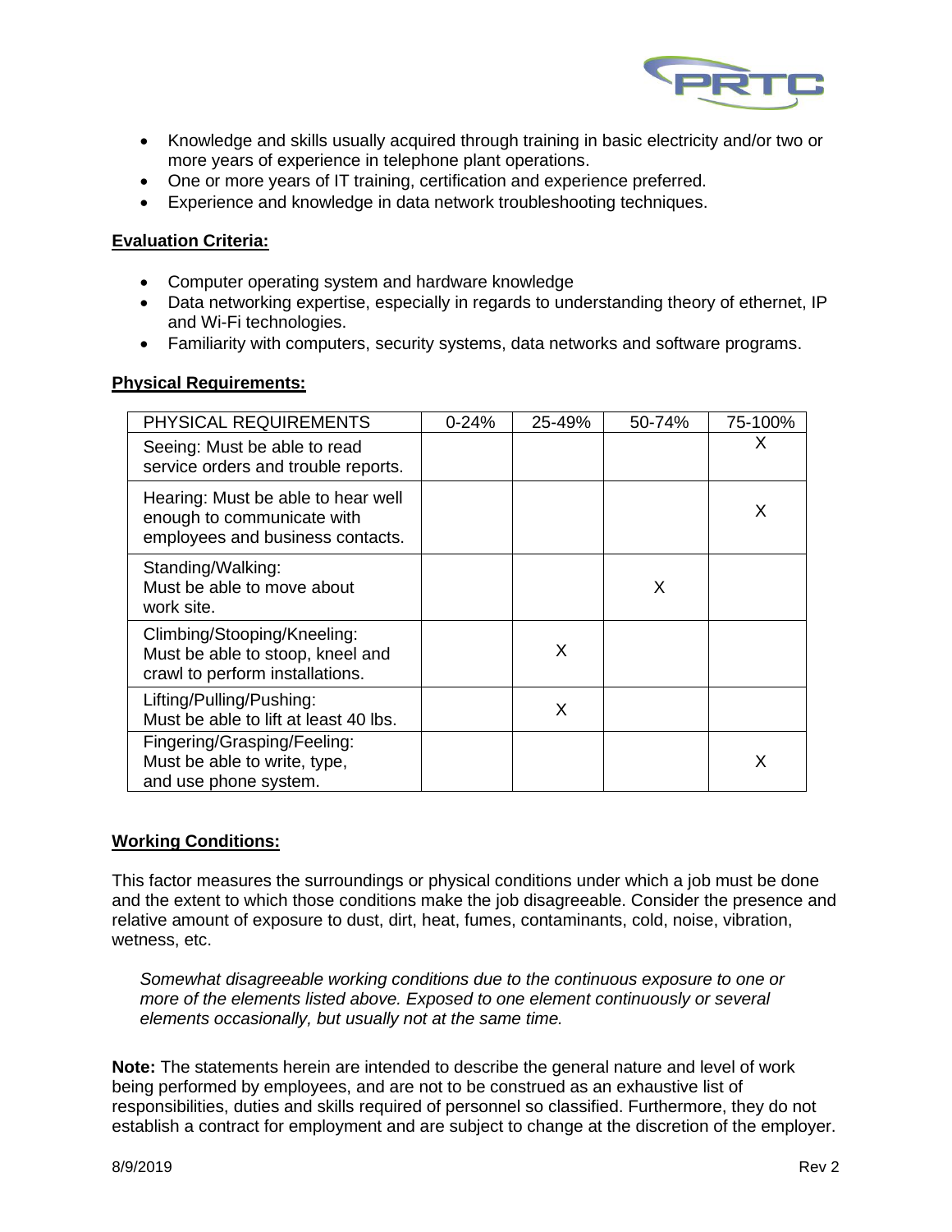- Knowledge and skills usually acquired through training in basic electricity and/or two or more years of experience in telephone plant operations.
- One or more years of IT training, certification and experience preferred.
- Experience and knowledge in data network troubleshooting techniques.

**Evaluation Criteria:**

- Computer operating system and hardware knowledge
- Data networking expertise, especially in regards to understanding theory of ethernet, IP and Wi-Fi technologies.
- Familiarity with computers, security systems, data networks and software programs.

**Physical Requirements:**

| PHYSICAL REQUIREMENTS | 0-24% | 25-49% | 50-74% | 75-100% |
|---|---|---|---|---|
| Seeing: Must be able to read service orders and trouble reports. | | | | X |
| Hearing: Must be able to hear well enough to communicate with employees and business contacts. | | | | X |
| Standing/Walking: Must be able to move about work site. | | | X | |
| Climbing/Stooping/Kneeling: Must be able to stoop, kneel and crawl to perform installations. | | X | | |
| Lifting/Pulling/Pushing: Must be able to lift at least 40 lbs. | | X | | |
| Fingering/Grasping/Feeling: Must be able to write, type, and use phone system. | | | | X |

**Working Conditions:**

This factor measures the surroundings or physical conditions under which a job must be done and the extent to which those conditions make the job disagreeable. Consider the presence and relative amount of exposure to dust, dirt, heat, fumes, contaminants, cold, noise, vibration, wetness, etc.

*Somewhat disagreeable working conditions due to the continuous exposure to one or more of the elements listed above. Exposed to one element continuously or several elements occasionally, but usually not at the same time.*

**Note:** The statements herein are intended to describe the general nature and level of work being performed by employees, and are not to be construed as an exhaustive list of responsibilities, duties and skills required of personnel so classified. Furthermore, they do not establish a contract for employment and are subject to change at the discretion of the employer.

8/9/2019 Rev 2